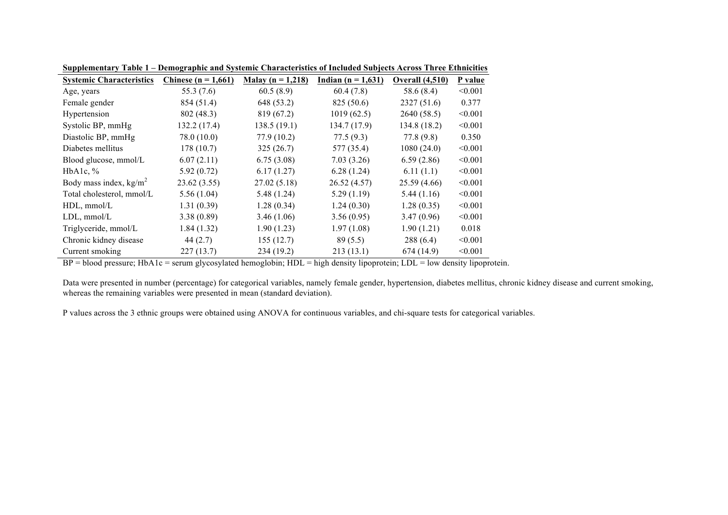**Supplementary Table 1 – Demographic and Systemic Characteristics of Included Subjects Across Three Ethnicities**

| Systemic Characteristics | Chinese (n = 1,661) | Malay (n = 1,218) | Indian (n = 1,631) | Overall (4,510) | P value |
|---|---|---|---|---|---|
| Age, years | 55.3 (7.6) | 60.5 (8.9) | 60.4 (7.8) | 58.6 (8.4) | <0.001 |
| Female gender | 854 (51.4) | 648 (53.2) | 825 (50.6) | 2327 (51.6) | 0.377 |
| Hypertension | 802 (48.3) | 819 (67.2) | 1019 (62.5) | 2640 (58.5) | <0.001 |
| Systolic BP, mmHg | 132.2 (17.4) | 138.5 (19.1) | 134.7 (17.9) | 134.8 (18.2) | <0.001 |
| Diastolic BP, mmHg | 78.0 (10.0) | 77.9 (10.2) | 77.5 (9.3) | 77.8 (9.8) | 0.350 |
| Diabetes mellitus | 178 (10.7) | 325 (26.7) | 577 (35.4) | 1080 (24.0) | <0.001 |
| Blood glucose, mmol/L | 6.07 (2.11) | 6.75 (3.08) | 7.03 (3.26) | 6.59 (2.86) | <0.001 |
| HbA1c, % | 5.92 (0.72) | 6.17 (1.27) | 6.28 (1.24) | 6.11 (1.1) | <0.001 |
| Body mass index, kg/m$^2$ | 23.62 (3.55) | 27.02 (5.18) | 26.52 (4.57) | 25.59 (4.66) | <0.001 |
| Total cholesterol, mmol/L | 5.56 (1.04) | 5.48 (1.24) | 5.29 (1.19) | 5.44 (1.16) | <0.001 |
| HDL, mmol/L | 1.31 (0.39) | 1.28 (0.34) | 1.24 (0.30) | 1.28 (0.35) | <0.001 |
| LDL, mmol/L | 3.38 (0.89) | 3.46 (1.06) | 3.56 (0.95) | 3.47 (0.96) | <0.001 |
| Triglyceride, mmol/L | 1.84 (1.32) | 1.90 (1.23) | 1.97 (1.08) | 1.90 (1.21) | 0.018 |
| Chronic kidney disease | 44 (2.7) | 155 (12.7) | 89 (5.5) | 288 (6.4) | <0.001 |
| Current smoking | 227 (13.7) | 234 (19.2) | 213 (13.1) | 674 (14.9) | <0.001 |

BP = blood pressure; HbA1c = serum glycosylated hemoglobin; HDL = high density lipoprotein; LDL = low density lipoprotein.

Data were presented in number (percentage) for categorical variables, namely female gender, hypertension, diabetes mellitus, chronic kidney disease and current smoking, whereas the remaining variables were presented in mean (standard deviation).

P values across the 3 ethnic groups were obtained using ANOVA for continuous variables, and chi-square tests for categorical variables.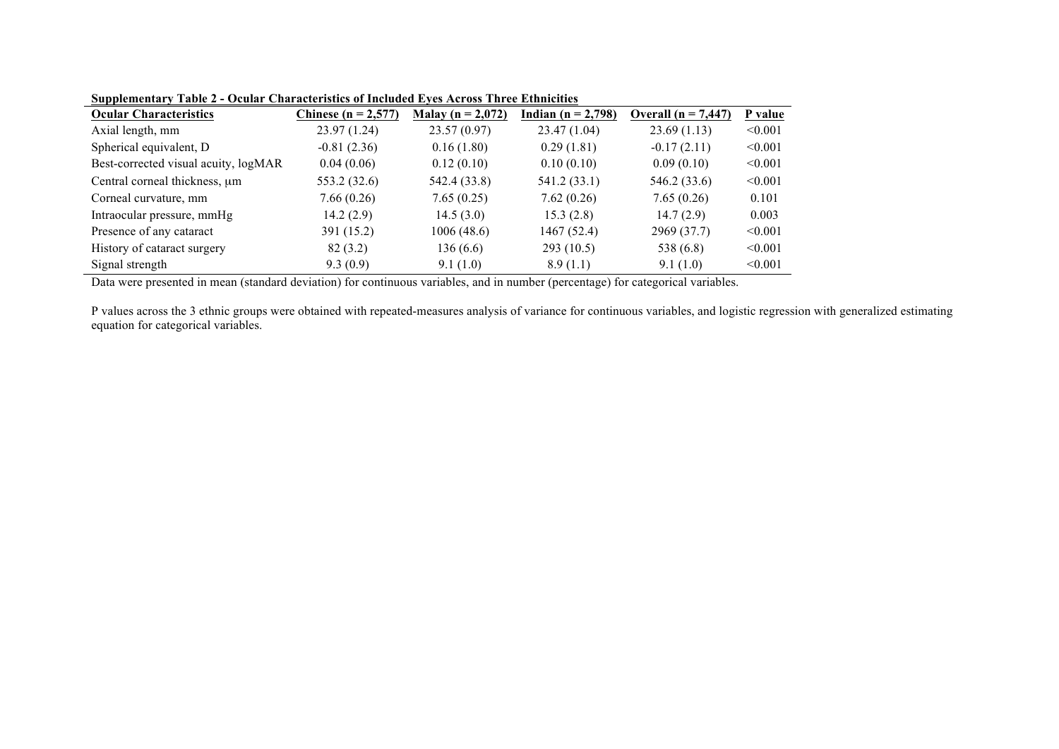**Supplementary Table 2 - Ocular Characteristics of Included Eyes Across Three Ethnicities**

| Ocular Characteristics | Chinese (n = 2,577) | Malay (n = 2,072) | Indian (n = 2,798) | Overall (n = 7,447) | P value |
|---|---|---|---|---|---|
| Axial length, mm | 23.97 (1.24) | 23.57 (0.97) | 23.47 (1.04) | 23.69 (1.13) | <0.001 |
| Spherical equivalent, D | -0.81 (2.36) | 0.16 (1.80) | 0.29 (1.81) | -0.17 (2.11) | <0.001 |
| Best-corrected visual acuity, logMAR | 0.04 (0.06) | 0.12 (0.10) | 0.10 (0.10) | 0.09 (0.10) | <0.001 |
| Central corneal thickness, μm | 553.2 (32.6) | 542.4 (33.8) | 541.2 (33.1) | 546.2 (33.6) | <0.001 |
| Corneal curvature, mm | 7.66 (0.26) | 7.65 (0.25) | 7.62 (0.26) | 7.65 (0.26) | 0.101 |
| Intraocular pressure, mmHg | 14.2 (2.9) | 14.5 (3.0) | 15.3 (2.8) | 14.7 (2.9) | 0.003 |
| Presence of any cataract | 391 (15.2) | 1006 (48.6) | 1467 (52.4) | 2969 (37.7) | <0.001 |
| History of cataract surgery | 82 (3.2) | 136 (6.6) | 293 (10.5) | 538 (6.8) | <0.001 |
| Signal strength | 9.3 (0.9) | 9.1 (1.0) | 8.9 (1.1) | 9.1 (1.0) | <0.001 |

Data were presented in mean (standard deviation) for continuous variables, and in number (percentage) for categorical variables.

P values across the 3 ethnic groups were obtained with repeated-measures analysis of variance for continuous variables, and logistic regression with generalized estimating equation for categorical variables.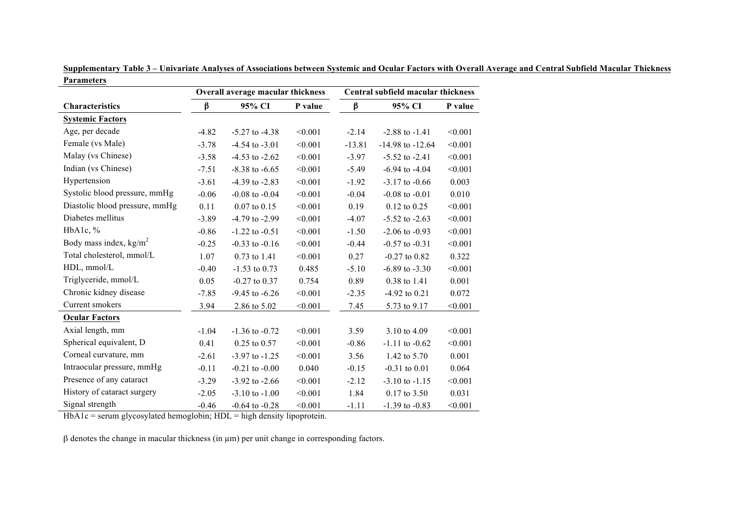**Supplementary Table 3 – Univariate Analyses of Associations between Systemic and Ocular Factors with Overall Average and Central Subfield Macular Thickness Parameters**

| | Overall average macular thickness | | | Central subfield macular thickness | | |
|---|---|---|---|---|---|---|
| **Characteristics** | **β** | **95% CI** | **P value** | **β** | **95% CI** | **P value** |
| **Systemic Factors** | | | | | | |
| Age, per decade | -4.82 | -5.27 to -4.38 | <0.001 | -2.14 | -2.88 to -1.41 | <0.001 |
| Female (vs Male) | -3.78 | -4.54 to -3.01 | <0.001 | -13.81 | -14.98 to -12.64 | <0.001 |
| Malay (vs Chinese) | -3.58 | -4.53 to -2.62 | <0.001 | -3.97 | -5.52 to -2.41 | <0.001 |
| Indian (vs Chinese) | -7.51 | -8.38 to -6.65 | <0.001 | -5.49 | -6.94 to -4.04 | <0.001 |
| Hypertension | -3.61 | -4.39 to -2.83 | <0.001 | -1.92 | -3.17 to -0.66 | 0.003 |
| Systolic blood pressure, mmHg | -0.06 | -0.08 to -0.04 | <0.001 | -0.04 | -0.08 to -0.01 | 0.010 |
| Diastolic blood pressure, mmHg | 0.11 | 0.07 to 0.15 | <0.001 | 0.19 | 0.12 to 0.25 | <0.001 |
| Diabetes mellitus | -3.89 | -4.79 to -2.99 | <0.001 | -4.07 | -5.52 to -2.63 | <0.001 |
| HbA1c, % | -0.86 | -1.22 to -0.51 | <0.001 | -1.50 | -2.06 to -0.93 | <0.001 |
| Body mass index, $kg/m^2$ | -0.25 | -0.33 to -0.16 | <0.001 | -0.44 | -0.57 to -0.31 | <0.001 |
| Total cholesterol, mmol/L | 1.07 | 0.73 to 1.41 | <0.001 | 0.27 | -0.27 to 0.82 | 0.322 |
| HDL, mmol/L | -0.40 | -1.53 to 0.73 | 0.485 | -5.10 | -6.89 to -3.30 | <0.001 |
| Triglyceride, mmol/L | 0.05 | -0.27 to 0.37 | 0.754 | 0.89 | 0.38 to 1.41 | 0.001 |
| Chronic kidney disease | -7.85 | -9.45 to -6.26 | <0.001 | -2.35 | -4.92 to 0.21 | 0.072 |
| Current smokers | 3.94 | 2.86 to 5.02 | <0.001 | 7.45 | 5.73 to 9.17 | <0.001 |
| **Ocular Factors** | | | | | | |
| Axial length, mm | -1.04 | -1.36 to -0.72 | <0.001 | 3.59 | 3.10 to 4.09 | <0.001 |
| Spherical equivalent, D | 0.41 | 0.25 to 0.57 | <0.001 | -0.86 | -1.11 to -0.62 | <0.001 |
| Corneal curvature, mm | -2.61 | -3.97 to -1.25 | <0.001 | 3.56 | 1.42 to 5.70 | 0.001 |
| Intraocular pressure, mmHg | -0.11 | -0.21 to -0.00 | 0.040 | -0.15 | -0.31 to 0.01 | 0.064 |
| Presence of any cataract | -3.29 | -3.92 to -2.66 | <0.001 | -2.12 | -3.10 to -1.15 | <0.001 |
| History of cataract surgery | -2.05 | -3.10 to -1.00 | <0.001 | 1.84 | 0.17 to 3.50 | 0.031 |
| Signal strength | -0.46 | -0.64 to -0.28 | <0.001 | -1.11 | -1.39 to -0.83 | <0.001 |

HbA1c = serum glycosylated hemoglobin; HDL = high density lipoprotein.

β denotes the change in macular thickness (in μm) per unit change in corresponding factors.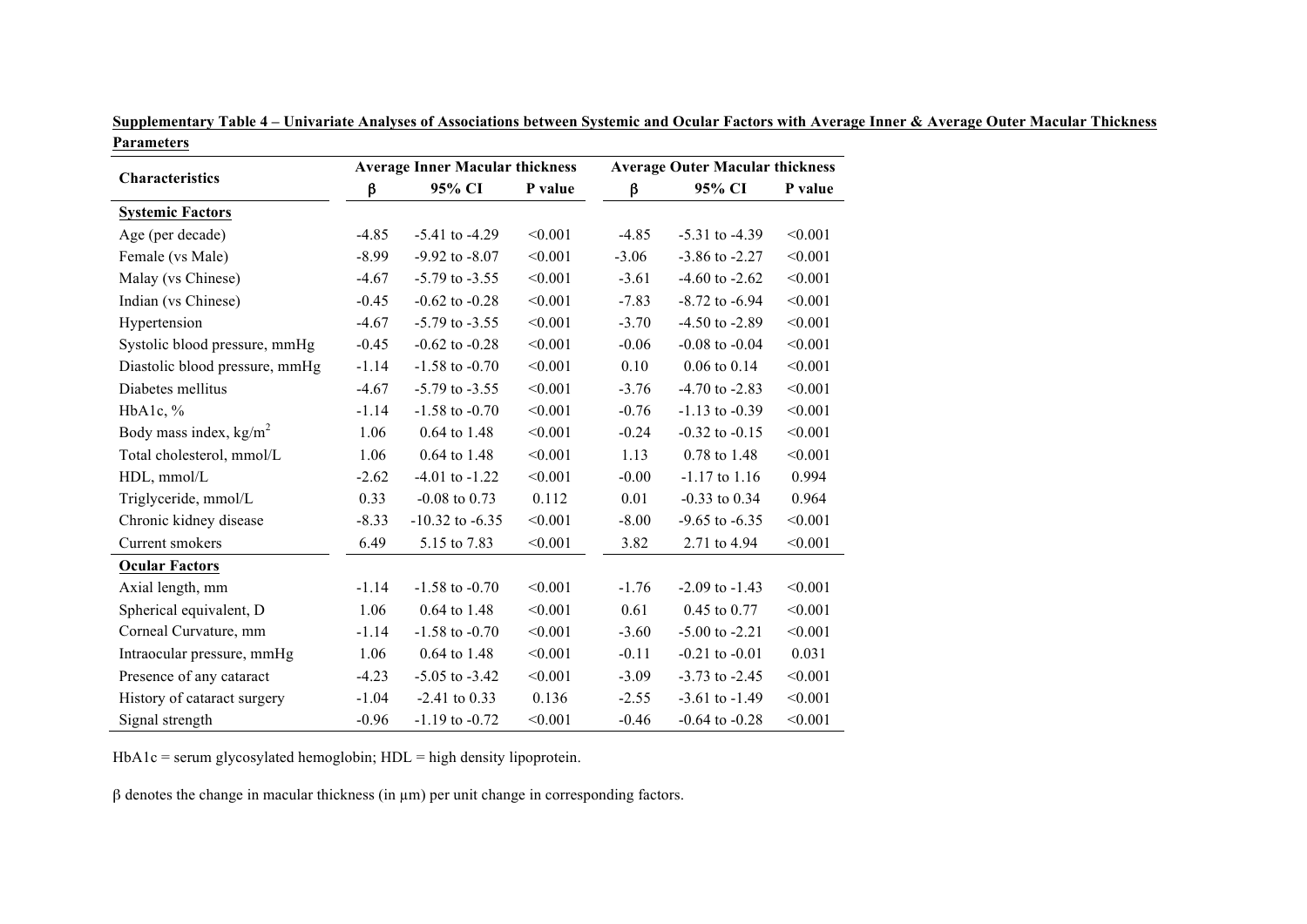**Supplementary Table 4 – Univariate Analyses of Associations between Systemic and Ocular Factors with Average Inner & Average Outer Macular Thickness Parameters**

| Characteristics | Average Inner Macular thickness | | | Average Outer Macular thickness | | |
|---|---|---|---|---|---|---|
| | β | 95% CI | P value | β | 95% CI | P value |
| **Systemic Factors** | | | | | | |
| Age (per decade) | -4.85 | -5.41 to -4.29 | <0.001 | -4.85 | -5.31 to -4.39 | <0.001 |
| Female (vs Male) | -8.99 | -9.92 to -8.07 | <0.001 | -3.06 | -3.86 to -2.27 | <0.001 |
| Malay (vs Chinese) | -4.67 | -5.79 to -3.55 | <0.001 | -3.61 | -4.60 to -2.62 | <0.001 |
| Indian (vs Chinese) | -0.45 | -0.62 to -0.28 | <0.001 | -7.83 | -8.72 to -6.94 | <0.001 |
| Hypertension | -4.67 | -5.79 to -3.55 | <0.001 | -3.70 | -4.50 to -2.89 | <0.001 |
| Systolic blood pressure, mmHg | -0.45 | -0.62 to -0.28 | <0.001 | -0.06 | -0.08 to -0.04 | <0.001 |
| Diastolic blood pressure, mmHg | -1.14 | -1.58 to -0.70 | <0.001 | 0.10 | 0.06 to 0.14 | <0.001 |
| Diabetes mellitus | -4.67 | -5.79 to -3.55 | <0.001 | -3.76 | -4.70 to -2.83 | <0.001 |
| HbA1c, % | -1.14 | -1.58 to -0.70 | <0.001 | -0.76 | -1.13 to -0.39 | <0.001 |
| Body mass index, kg/m$^2$ | 1.06 | 0.64 to 1.48 | <0.001 | -0.24 | -0.32 to -0.15 | <0.001 |
| Total cholesterol, mmol/L | 1.06 | 0.64 to 1.48 | <0.001 | 1.13 | 0.78 to 1.48 | <0.001 |
| HDL, mmol/L | -2.62 | -4.01 to -1.22 | <0.001 | -0.00 | -1.17 to 1.16 | 0.994 |
| Triglyceride, mmol/L | 0.33 | -0.08 to 0.73 | 0.112 | 0.01 | -0.33 to 0.34 | 0.964 |
| Chronic kidney disease | -8.33 | -10.32 to -6.35 | <0.001 | -8.00 | -9.65 to -6.35 | <0.001 |
| Current smokers | 6.49 | 5.15 to 7.83 | <0.001 | 3.82 | 2.71 to 4.94 | <0.001 |
| **Ocular Factors** | | | | | | |
| Axial length, mm | -1.14 | -1.58 to -0.70 | <0.001 | -1.76 | -2.09 to -1.43 | <0.001 |
| Spherical equivalent, D | 1.06 | 0.64 to 1.48 | <0.001 | 0.61 | 0.45 to 0.77 | <0.001 |
| Corneal Curvature, mm | -1.14 | -1.58 to -0.70 | <0.001 | -3.60 | -5.00 to -2.21 | <0.001 |
| Intraocular pressure, mmHg | 1.06 | 0.64 to 1.48 | <0.001 | -0.11 | -0.21 to -0.01 | 0.031 |
| Presence of any cataract | -4.23 | -5.05 to -3.42 | <0.001 | -3.09 | -3.73 to -2.45 | <0.001 |
| History of cataract surgery | -1.04 | -2.41 to 0.33 | 0.136 | -2.55 | -3.61 to -1.49 | <0.001 |
| Signal strength | -0.96 | -1.19 to -0.72 | <0.001 | -0.46 | -0.64 to -0.28 | <0.001 |

HbA1c = serum glycosylated hemoglobin; HDL = high density lipoprotein.

β denotes the change in macular thickness (in μm) per unit change in corresponding factors.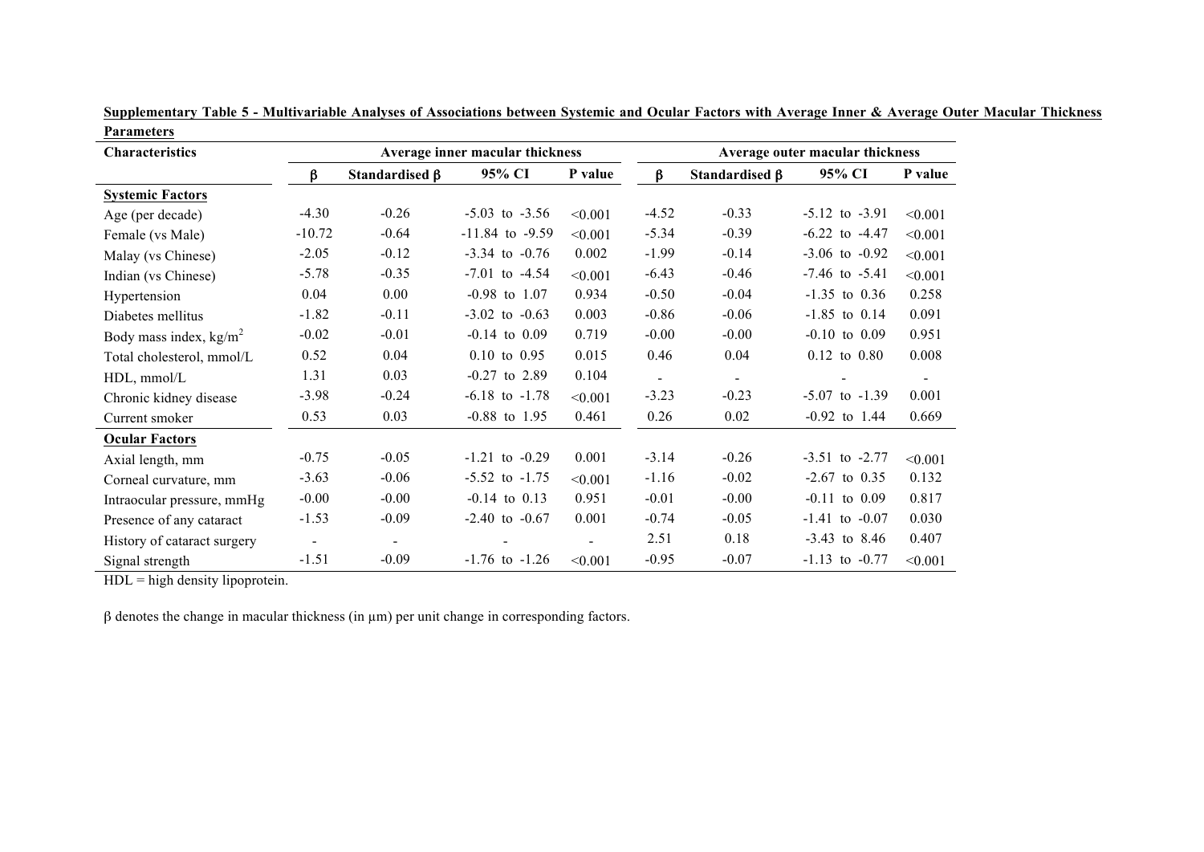**Supplementary Table 5 - Multivariable Analyses of Associations between Systemic and Ocular Factors with Average Inner & Average Outer Macular Thickness Parameters**

| Characteristics | Average inner macular thickness | | | | Average outer macular thickness | | | |
|---|---|---|---|---|---|---|---|---|
| | β | Standardised β | 95% CI | P value | β | Standardised β | 95% CI | P value |
| **Systemic Factors** | | | | | | | | |
| Age (per decade) | -4.30 | -0.26 | -5.03 to -3.56 | <0.001 | -4.52 | -0.33 | -5.12 to -3.91 | <0.001 |
| Female (vs Male) | -10.72 | -0.64 | -11.84 to -9.59 | <0.001 | -5.34 | -0.39 | -6.22 to -4.47 | <0.001 |
| Malay (vs Chinese) | -2.05 | -0.12 | -3.34 to -0.76 | 0.002 | -1.99 | -0.14 | -3.06 to -0.92 | <0.001 |
| Indian (vs Chinese) | -5.78 | -0.35 | -7.01 to -4.54 | <0.001 | -6.43 | -0.46 | -7.46 to -5.41 | <0.001 |
| Hypertension | 0.04 | 0.00 | -0.98 to 1.07 | 0.934 | -0.50 | -0.04 | -1.35 to 0.36 | 0.258 |
| Diabetes mellitus | -1.82 | -0.11 | -3.02 to -0.63 | 0.003 | -0.86 | -0.06 | -1.85 to 0.14 | 0.091 |
| Body mass index, kg/m$^2$ | -0.02 | -0.01 | -0.14 to 0.09 | 0.719 | -0.00 | -0.00 | -0.10 to 0.09 | 0.951 |
| Total cholesterol, mmol/L | 0.52 | 0.04 | 0.10 to 0.95 | 0.015 | 0.46 | 0.04 | 0.12 to 0.80 | 0.008 |
| HDL, mmol/L | 1.31 | 0.03 | -0.27 to 2.89 | 0.104 | - | - | - | - |
| Chronic kidney disease | -3.98 | -0.24 | -6.18 to -1.78 | <0.001 | -3.23 | -0.23 | -5.07 to -1.39 | 0.001 |
| Current smoker | 0.53 | 0.03 | -0.88 to 1.95 | 0.461 | 0.26 | 0.02 | -0.92 to 1.44 | 0.669 |
| **Ocular Factors** | | | | | | | | |
| Axial length, mm | -0.75 | -0.05 | -1.21 to -0.29 | 0.001 | -3.14 | -0.26 | -3.51 to -2.77 | <0.001 |
| Corneal curvature, mm | -3.63 | -0.06 | -5.52 to -1.75 | <0.001 | -1.16 | -0.02 | -2.67 to 0.35 | 0.132 |
| Intraocular pressure, mmHg | -0.00 | -0.00 | -0.14 to 0.13 | 0.951 | -0.01 | -0.00 | -0.11 to 0.09 | 0.817 |
| Presence of any cataract | -1.53 | -0.09 | -2.40 to -0.67 | 0.001 | -0.74 | -0.05 | -1.41 to -0.07 | 0.030 |
| History of cataract surgery | - | - | - | - | 2.51 | 0.18 | -3.43 to 8.46 | 0.407 |
| Signal strength | -1.51 | -0.09 | -1.76 to -1.26 | <0.001 | -0.95 | -0.07 | -1.13 to -0.77 | <0.001 |

HDL = high density lipoprotein.

β denotes the change in macular thickness (in µm) per unit change in corresponding factors.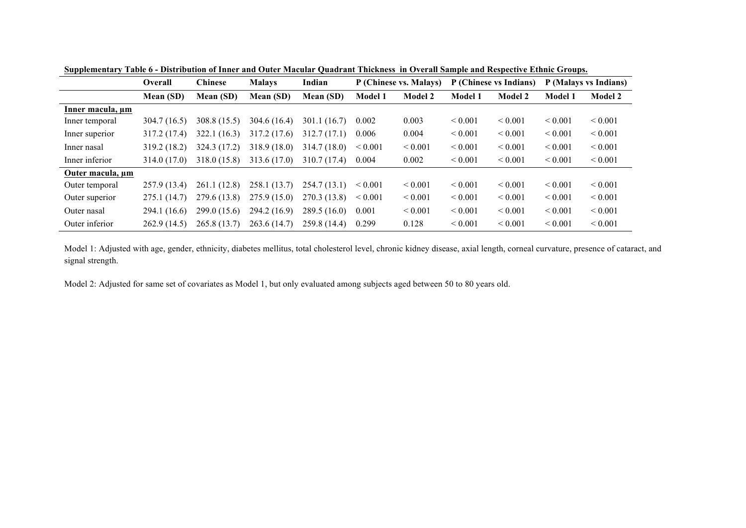**Supplementary Table 6 - Distribution of Inner and Outer Macular Quadrant Thickness in Overall Sample and Respective Ethnic Groups.**

| | Overall | Chinese | Malays | Indian | P (Chinese vs. Malays) | | P (Chinese vs Indians) | | P (Malays vs Indians) | |
|---|---|---|---|---|---|---|---|---|---|---|
| | Mean (SD) | Mean (SD) | Mean (SD) | Mean (SD) | Model 1 | Model 2 | Model 1 | Model 2 | Model 1 | Model 2 |
| **Inner macula, µm** | | | | | | | | | | |
| Inner temporal | 304.7 (16.5) | 308.8 (15.5) | 304.6 (16.4) | 301.1 (16.7) | 0.002 | 0.003 | < 0.001 | < 0.001 | < 0.001 | < 0.001 |
| Inner superior | 317.2 (17.4) | 322.1 (16.3) | 317.2 (17.6) | 312.7 (17.1) | 0.006 | 0.004 | < 0.001 | < 0.001 | < 0.001 | < 0.001 |
| Inner nasal | 319.2 (18.2) | 324.3 (17.2) | 318.9 (18.0) | 314.7 (18.0) | < 0.001 | < 0.001 | < 0.001 | < 0.001 | < 0.001 | < 0.001 |
| Inner inferior | 314.0 (17.0) | 318.0 (15.8) | 313.6 (17.0) | 310.7 (17.4) | 0.004 | 0.002 | < 0.001 | < 0.001 | < 0.001 | < 0.001 |
| **Outer macula, µm** | | | | | | | | | | |
| Outer temporal | 257.9 (13.4) | 261.1 (12.8) | 258.1 (13.7) | 254.7 (13.1) | < 0.001 | < 0.001 | < 0.001 | < 0.001 | < 0.001 | < 0.001 |
| Outer superior | 275.1 (14.7) | 279.6 (13.8) | 275.9 (15.0) | 270.3 (13.8) | < 0.001 | < 0.001 | < 0.001 | < 0.001 | < 0.001 | < 0.001 |
| Outer nasal | 294.1 (16.6) | 299.0 (15.6) | 294.2 (16.9) | 289.5 (16.0) | 0.001 | < 0.001 | < 0.001 | < 0.001 | < 0.001 | < 0.001 |
| Outer inferior | 262.9 (14.5) | 265.8 (13.7) | 263.6 (14.7) | 259.8 (14.4) | 0.299 | 0.128 | < 0.001 | < 0.001 | < 0.001 | < 0.001 |

Model 1: Adjusted with age, gender, ethnicity, diabetes mellitus, total cholesterol level, chronic kidney disease, axial length, corneal curvature, presence of cataract, and signal strength.

Model 2: Adjusted for same set of covariates as Model 1, but only evaluated among subjects aged between 50 to 80 years old.